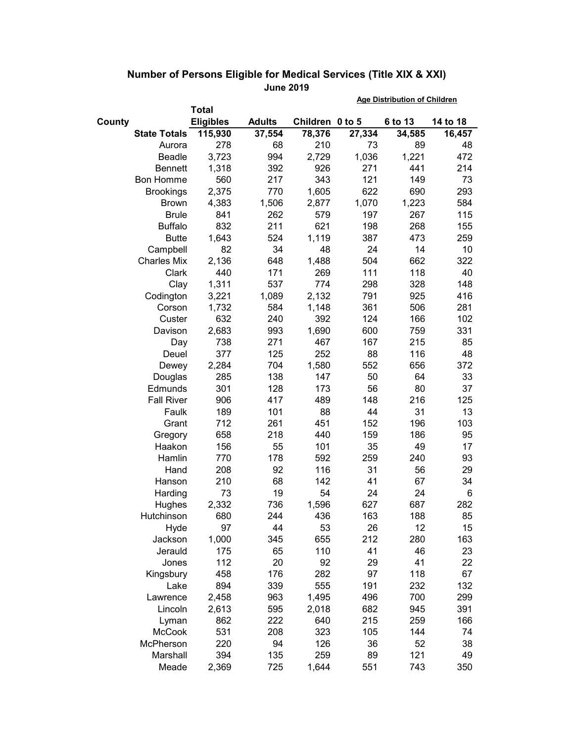## Number of Persons Eligible for Medical Services (Title XIX & XXI)

### June 2019

| County | Total Eligibles | Adults | Children | Age Distribution of Children 0 to 5 | 6 to 13 | 14 to 18 |
|---|---|---|---|---|---|---|
| **State Totals** | **115,930** | **37,554** | **78,376** | **27,334** | **34,585** | **16,457** |
| Aurora | 278 | 68 | 210 | 73 | 89 | 48 |
| Beadle | 3,723 | 994 | 2,729 | 1,036 | 1,221 | 472 |
| Bennett | 1,318 | 392 | 926 | 271 | 441 | 214 |
| Bon Homme | 560 | 217 | 343 | 121 | 149 | 73 |
| Brookings | 2,375 | 770 | 1,605 | 622 | 690 | 293 |
| Brown | 4,383 | 1,506 | 2,877 | 1,070 | 1,223 | 584 |
| Brule | 841 | 262 | 579 | 197 | 267 | 115 |
| Buffalo | 832 | 211 | 621 | 198 | 268 | 155 |
| Butte | 1,643 | 524 | 1,119 | 387 | 473 | 259 |
| Campbell | 82 | 34 | 48 | 24 | 14 | 10 |
| Charles Mix | 2,136 | 648 | 1,488 | 504 | 662 | 322 |
| Clark | 440 | 171 | 269 | 111 | 118 | 40 |
| Clay | 1,311 | 537 | 774 | 298 | 328 | 148 |
| Codington | 3,221 | 1,089 | 2,132 | 791 | 925 | 416 |
| Corson | 1,732 | 584 | 1,148 | 361 | 506 | 281 |
| Custer | 632 | 240 | 392 | 124 | 166 | 102 |
| Davison | 2,683 | 993 | 1,690 | 600 | 759 | 331 |
| Day | 738 | 271 | 467 | 167 | 215 | 85 |
| Deuel | 377 | 125 | 252 | 88 | 116 | 48 |
| Dewey | 2,284 | 704 | 1,580 | 552 | 656 | 372 |
| Douglas | 285 | 138 | 147 | 50 | 64 | 33 |
| Edmunds | 301 | 128 | 173 | 56 | 80 | 37 |
| Fall River | 906 | 417 | 489 | 148 | 216 | 125 |
| Faulk | 189 | 101 | 88 | 44 | 31 | 13 |
| Grant | 712 | 261 | 451 | 152 | 196 | 103 |
| Gregory | 658 | 218 | 440 | 159 | 186 | 95 |
| Haakon | 156 | 55 | 101 | 35 | 49 | 17 |
| Hamlin | 770 | 178 | 592 | 259 | 240 | 93 |
| Hand | 208 | 92 | 116 | 31 | 56 | 29 |
| Hanson | 210 | 68 | 142 | 41 | 67 | 34 |
| Harding | 73 | 19 | 54 | 24 | 24 | 6 |
| Hughes | 2,332 | 736 | 1,596 | 627 | 687 | 282 |
| Hutchinson | 680 | 244 | 436 | 163 | 188 | 85 |
| Hyde | 97 | 44 | 53 | 26 | 12 | 15 |
| Jackson | 1,000 | 345 | 655 | 212 | 280 | 163 |
| Jerauld | 175 | 65 | 110 | 41 | 46 | 23 |
| Jones | 112 | 20 | 92 | 29 | 41 | 22 |
| Kingsbury | 458 | 176 | 282 | 97 | 118 | 67 |
| Lake | 894 | 339 | 555 | 191 | 232 | 132 |
| Lawrence | 2,458 | 963 | 1,495 | 496 | 700 | 299 |
| Lincoln | 2,613 | 595 | 2,018 | 682 | 945 | 391 |
| Lyman | 862 | 222 | 640 | 215 | 259 | 166 |
| McCook | 531 | 208 | 323 | 105 | 144 | 74 |
| McPherson | 220 | 94 | 126 | 36 | 52 | 38 |
| Marshall | 394 | 135 | 259 | 89 | 121 | 49 |
| Meade | 2,369 | 725 | 1,644 | 551 | 743 | 350 |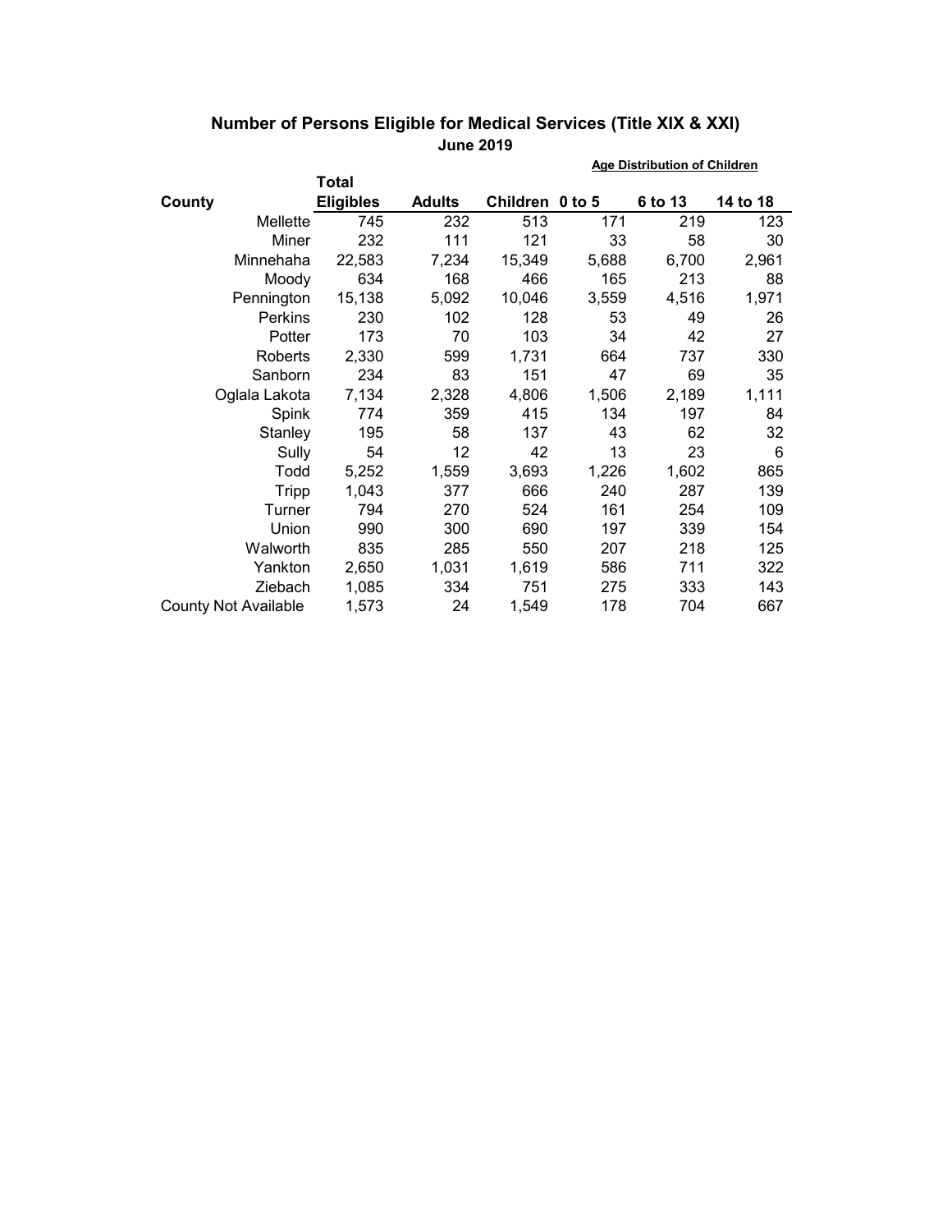## Number of Persons Eligible for Medical Services (Title XIX & XXI)

**June 2019**

| County | Total Eligibles | Adults | Children | Age Distribution of Children | | |
|---|---|---|---|---|---|---|
| | | | | 0 to 5 | 6 to 13 | 14 to 18 |
| Mellette | 745 | 232 | 513 | 171 | 219 | 123 |
| Miner | 232 | 111 | 121 | 33 | 58 | 30 |
| Minnehaha | 22,583 | 7,234 | 15,349 | 5,688 | 6,700 | 2,961 |
| Moody | 634 | 168 | 466 | 165 | 213 | 88 |
| Pennington | 15,138 | 5,092 | 10,046 | 3,559 | 4,516 | 1,971 |
| Perkins | 230 | 102 | 128 | 53 | 49 | 26 |
| Potter | 173 | 70 | 103 | 34 | 42 | 27 |
| Roberts | 2,330 | 599 | 1,731 | 664 | 737 | 330 |
| Sanborn | 234 | 83 | 151 | 47 | 69 | 35 |
| Oglala Lakota | 7,134 | 2,328 | 4,806 | 1,506 | 2,189 | 1,111 |
| Spink | 774 | 359 | 415 | 134 | 197 | 84 |
| Stanley | 195 | 58 | 137 | 43 | 62 | 32 |
| Sully | 54 | 12 | 42 | 13 | 23 | 6 |
| Todd | 5,252 | 1,559 | 3,693 | 1,226 | 1,602 | 865 |
| Tripp | 1,043 | 377 | 666 | 240 | 287 | 139 |
| Turner | 794 | 270 | 524 | 161 | 254 | 109 |
| Union | 990 | 300 | 690 | 197 | 339 | 154 |
| Walworth | 835 | 285 | 550 | 207 | 218 | 125 |
| Yankton | 2,650 | 1,031 | 1,619 | 586 | 711 | 322 |
| Ziebach | 1,085 | 334 | 751 | 275 | 333 | 143 |
| County Not Available | 1,573 | 24 | 1,549 | 178 | 704 | 667 |